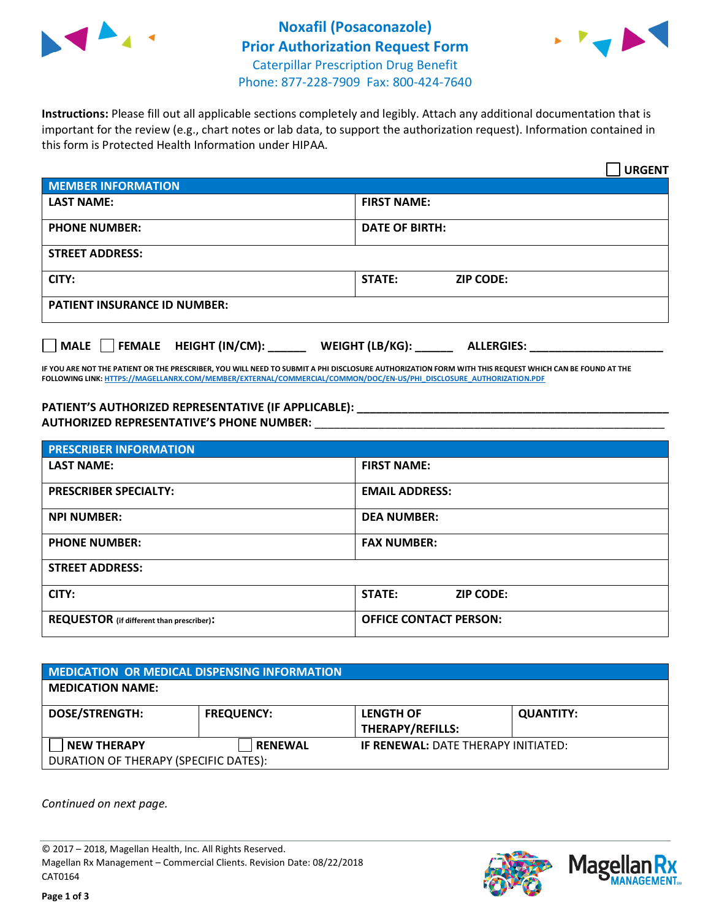# Noxafil (Posaconazole) Prior Authorization Request Form

Caterpillar Prescription Drug Benefit
Phone: 877-228-7909 Fax: 800-424-7640

**Instructions:** Please fill out all applicable sections completely and legibly. Attach any additional documentation that is important for the review (e.g., chart notes or lab data, to support the authorization request). Information contained in this form is Protected Health Information under HIPAA.

☐ **URGENT**

| MEMBER INFORMATION | |
|---|---|
| **LAST NAME:** | **FIRST NAME:** |
| **PHONE NUMBER:** | **DATE OF BIRTH:** |
| **STREET ADDRESS:** | |
| **CITY:** | **STATE:** **ZIP CODE:** |
| **PATIENT INSURANCE ID NUMBER:** | |

☐ **MALE** ☐ **FEMALE** **HEIGHT (IN/CM):** ______ **WEIGHT (LB/KG):** ______ **ALLERGIES:** ____________________

**IF YOU ARE NOT THE PATIENT OR THE PRESCRIBER, YOU WILL NEED TO SUBMIT A PHI DISCLOSURE AUTHORIZATION FORM WITH THIS REQUEST WHICH CAN BE FOUND AT THE FOLLOWING LINK: HTTPS://MAGELLANRX.COM/MEMBER/EXTERNAL/COMMERCIAL/COMMON/DOC/EN-US/PHI_DISCLOSURE_AUTHORIZATION.PDF**

**PATIENT'S AUTHORIZED REPRESENTATIVE (IF APPLICABLE):** ____________________________________________
**AUTHORIZED REPRESENTATIVE'S PHONE NUMBER:** ____________________________________________

| PRESCRIBER INFORMATION | |
|---|---|
| **LAST NAME:** | **FIRST NAME:** |
| **PRESCRIBER SPECIALTY:** | **EMAIL ADDRESS:** |
| **NPI NUMBER:** | **DEA NUMBER:** |
| **PHONE NUMBER:** | **FAX NUMBER:** |
| **STREET ADDRESS:** | |
| **CITY:** | **STATE:** **ZIP CODE:** |
| **REQUESTOR** (if different than prescriber)**:** | **OFFICE CONTACT PERSON:** |

| MEDICATION OR MEDICAL DISPENSING INFORMATION | | | |
|---|---|---|---|
| **MEDICATION NAME:** | | | |
| **DOSE/STRENGTH:** | **FREQUENCY:** | **LENGTH OF THERAPY/REFILLS:** | **QUANTITY:** |
| ☐ **NEW THERAPY** | ☐ **RENEWAL** | **IF RENEWAL:** DATE THERAPY INITIATED: | |
| DURATION OF THERAPY (SPECIFIC DATES): | | | |

*Continued on next page.*

© 2017 – 2018, Magellan Health, Inc. All Rights Reserved.
Magellan Rx Management – Commercial Clients. Revision Date: 08/22/2018
CAT0164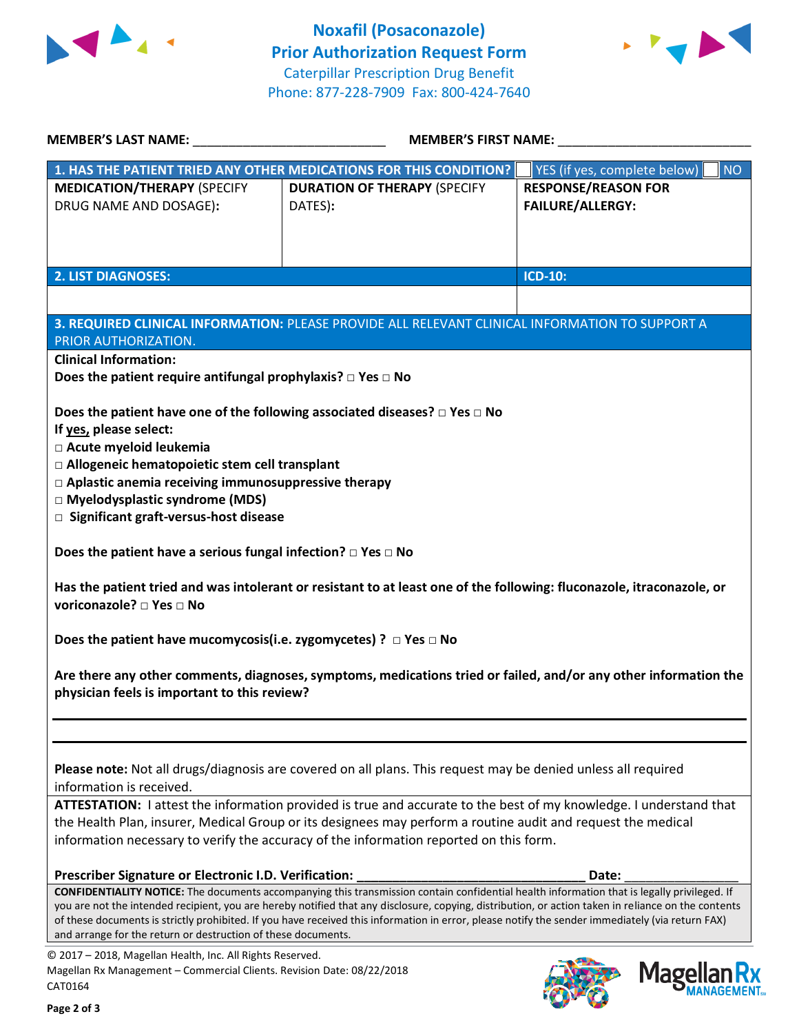# Noxafil (Posaconazole)
## Prior Authorization Request Form

Caterpillar Prescription Drug Benefit
Phone: 877-228-7909 Fax: 800-424-7640

**MEMBER'S LAST NAME:** ___________________________ **MEMBER'S FIRST NAME:** ___________________________

| **1. HAS THE PATIENT TRIED ANY OTHER MEDICATIONS FOR THIS CONDITION?** | | ☐ YES (if yes, complete below) ☐ NO |
|---|---|---|
| **MEDICATION/THERAPY** (SPECIFY DRUG NAME AND DOSAGE): | **DURATION OF THERAPY** (SPECIFY DATES): | **RESPONSE/REASON FOR FAILURE/ALLERGY:** |
| | | |

| **2. LIST DIAGNOSES:** | **ICD-10:** |
|---|---|
| | |

**3. REQUIRED CLINICAL INFORMATION:** PLEASE PROVIDE ALL RELEVANT CLINICAL INFORMATION TO SUPPORT A PRIOR AUTHORIZATION.

**Clinical Information:**

**Does the patient require antifungal prophylaxis? □ Yes □ No**

**Does the patient have one of the following associated diseases? □ Yes □ No**

**If yes, please select:**

- **□ Acute myeloid leukemia**
- **□ Allogeneic hematopoietic stem cell transplant**
- **□ Aplastic anemia receiving immunosuppressive therapy**
- **□ Myelodysplastic syndrome (MDS)**
- **□ Significant graft-versus-host disease**

**Does the patient have a serious fungal infection? □ Yes □ No**

**Has the patient tried and was intolerant or resistant to at least one of the following: fluconazole, itraconazole, or voriconazole? □ Yes □ No**

**Does the patient have mucomycosis(i.e. zygomycetes) ? □ Yes □ No**

**Are there any other comments, diagnoses, symptoms, medications tried or failed, and/or any other information the physician feels is important to this review?**

___________________________________________________________________________

___________________________________________________________________________

**Please note:** Not all drugs/diagnosis are covered on all plans. This request may be denied unless all required information is received.

**ATTESTATION:** I attest the information provided is true and accurate to the best of my knowledge. I understand that the Health Plan, insurer, Medical Group or its designees may perform a routine audit and request the medical information necessary to verify the accuracy of the information reported on this form.

**Prescriber Signature or Electronic I.D. Verification:** _________________________________ **Date:** ________________

**CONFIDENTIALITY NOTICE:** The documents accompanying this transmission contain confidential health information that is legally privileged. If you are not the intended recipient, you are hereby notified that any disclosure, copying, distribution, or action taken in reliance on the contents of these documents is strictly prohibited. If you have received this information in error, please notify the sender immediately (via return FAX) and arrange for the return or destruction of these documents.

© 2017 – 2018, Magellan Health, Inc. All Rights Reserved.
Magellan Rx Management – Commercial Clients. Revision Date: 08/22/2018
CAT0164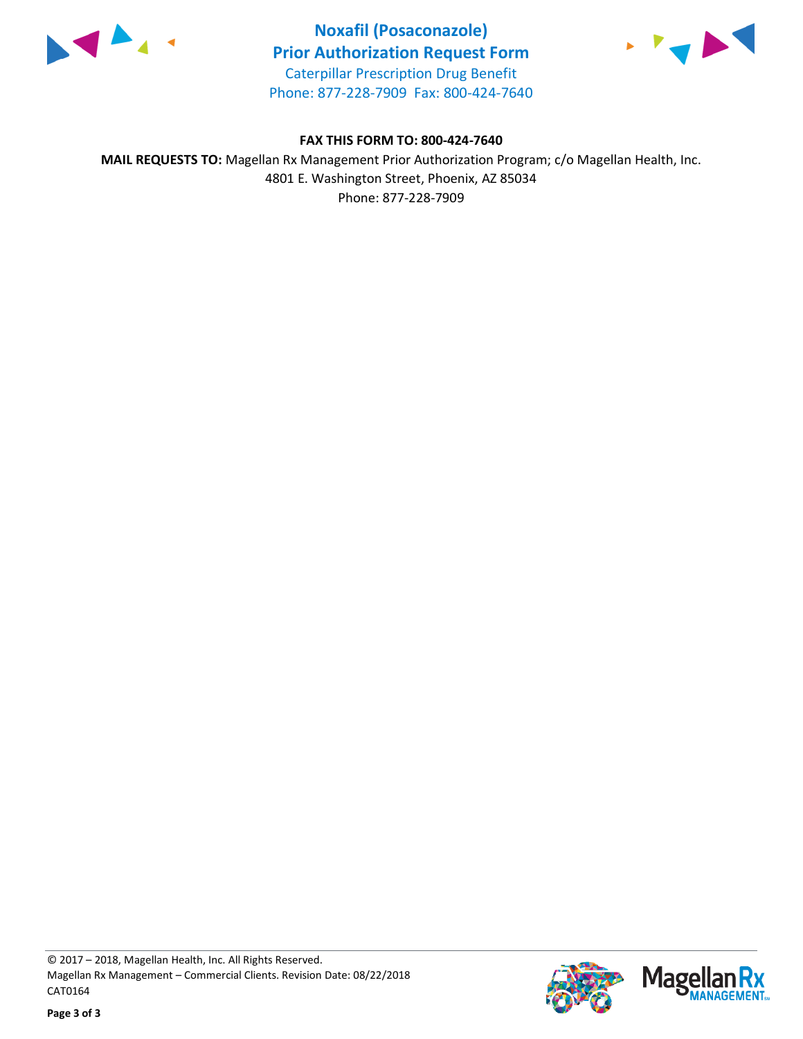**FAX THIS FORM TO: 800-424-7640**

**MAIL REQUESTS TO:** Magellan Rx Management Prior Authorization Program; c/o Magellan Health, Inc.
4801 E. Washington Street, Phoenix, AZ 85034
Phone: 877-228-7909